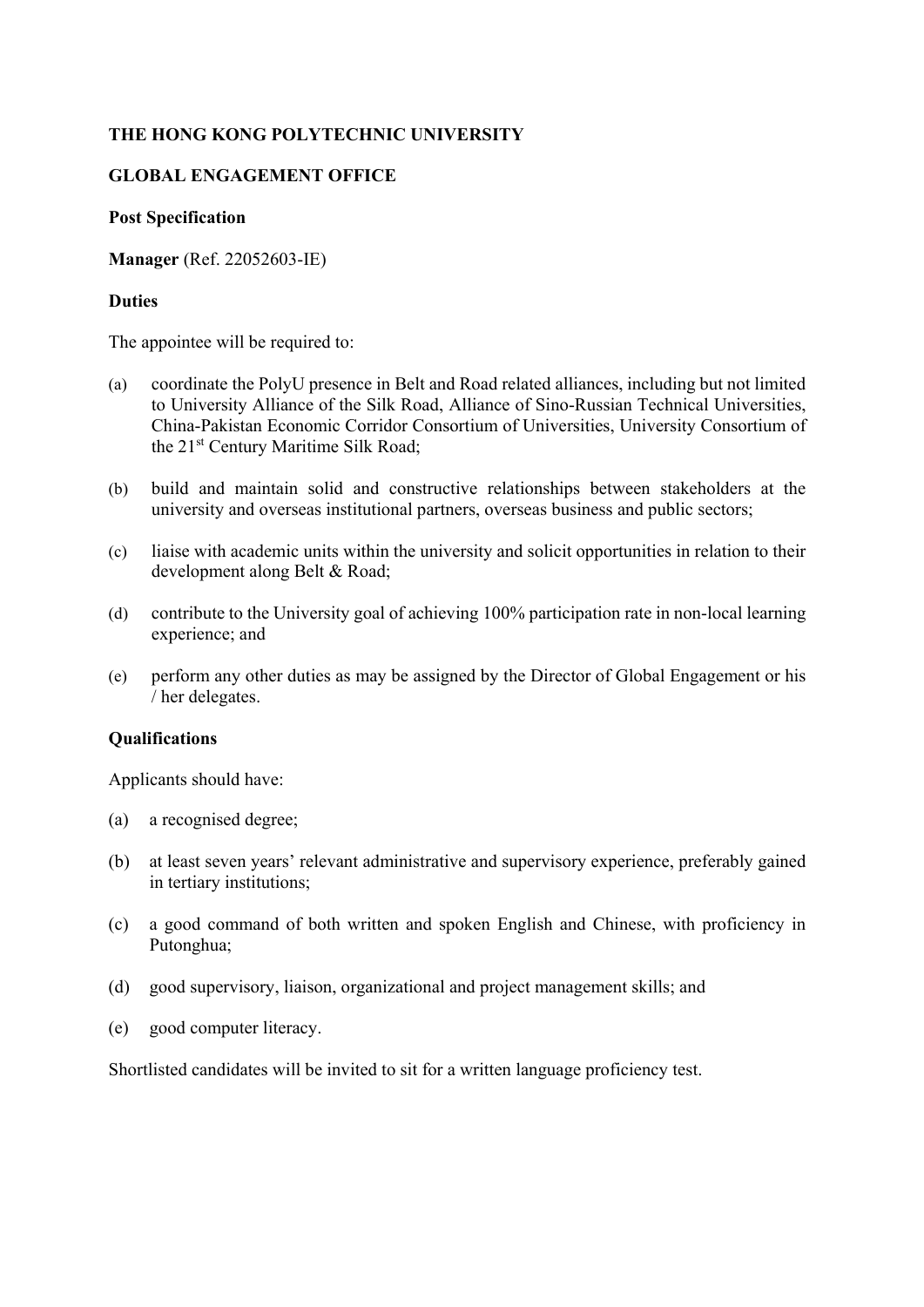**THE HONG KONG POLYTECHNIC UNIVERSITY**

**GLOBAL ENGAGEMENT OFFICE**

**Post Specification**

**Manager** (Ref. 22052603-IE)

**Duties**

The appointee will be required to:

(a) coordinate the PolyU presence in Belt and Road related alliances, including but not limited to University Alliance of the Silk Road, Alliance of Sino-Russian Technical Universities, China-Pakistan Economic Corridor Consortium of Universities, University Consortium of the 21st Century Maritime Silk Road;

(b) build and maintain solid and constructive relationships between stakeholders at the university and overseas institutional partners, overseas business and public sectors;

(c) liaise with academic units within the university and solicit opportunities in relation to their development along Belt & Road;

(d) contribute to the University goal of achieving 100% participation rate in non-local learning experience; and

(e) perform any other duties as may be assigned by the Director of Global Engagement or his / her delegates.

**Qualifications**

Applicants should have:

(a) a recognised degree;

(b) at least seven years' relevant administrative and supervisory experience, preferably gained in tertiary institutions;

(c) a good command of both written and spoken English and Chinese, with proficiency in Putonghua;

(d) good supervisory, liaison, organizational and project management skills; and

(e) good computer literacy.

Shortlisted candidates will be invited to sit for a written language proficiency test.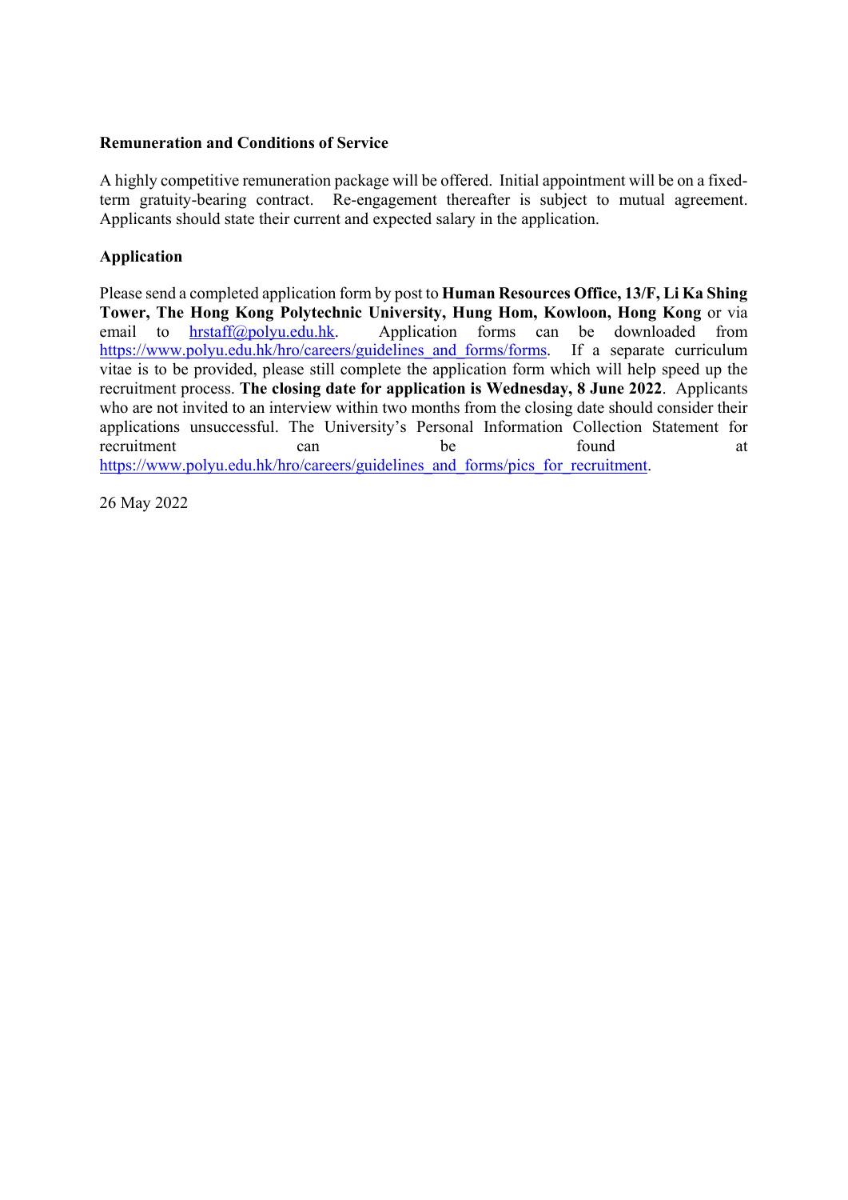**Remuneration and Conditions of Service**

A highly competitive remuneration package will be offered. Initial appointment will be on a fixed-term gratuity-bearing contract. Re-engagement thereafter is subject to mutual agreement. Applicants should state their current and expected salary in the application.

**Application**

Please send a completed application form by post to **Human Resources Office, 13/F, Li Ka Shing Tower, The Hong Kong Polytechnic University, Hung Hom, Kowloon, Hong Kong** or via email to hrstaff@polyu.edu.hk. Application forms can be downloaded from https://www.polyu.edu.hk/hro/careers/guidelines_and_forms/forms. If a separate curriculum vitae is to be provided, please still complete the application form which will help speed up the recruitment process. **The closing date for application is Wednesday, 8 June 2022**. Applicants who are not invited to an interview within two months from the closing date should consider their applications unsuccessful. The University's Personal Information Collection Statement for recruitment can be found at https://www.polyu.edu.hk/hro/careers/guidelines_and_forms/pics_for_recruitment.

26 May 2022